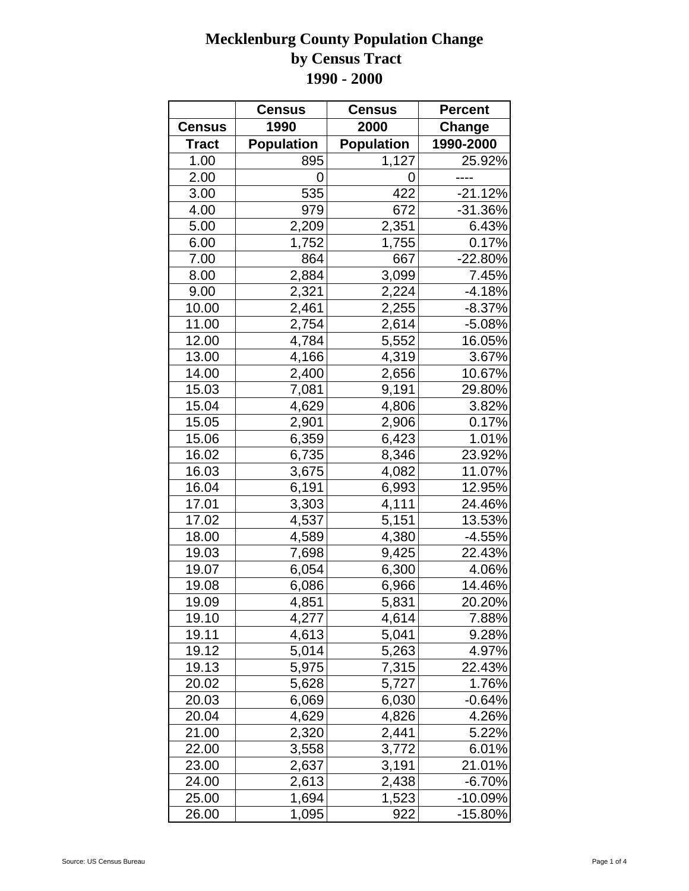# Mecklenburg County Population Change by Census Tract 1990 - 2000

| Census Tract | Census 1990 Population | Census 2000 Population | Percent Change 1990-2000 |
|---|---|---|---|
| 1.00 | 895 | 1,127 | 25.92% |
| 2.00 | 0 | 0 | ---- |
| 3.00 | 535 | 422 | -21.12% |
| 4.00 | 979 | 672 | -31.36% |
| 5.00 | 2,209 | 2,351 | 6.43% |
| 6.00 | 1,752 | 1,755 | 0.17% |
| 7.00 | 864 | 667 | -22.80% |
| 8.00 | 2,884 | 3,099 | 7.45% |
| 9.00 | 2,321 | 2,224 | -4.18% |
| 10.00 | 2,461 | 2,255 | -8.37% |
| 11.00 | 2,754 | 2,614 | -5.08% |
| 12.00 | 4,784 | 5,552 | 16.05% |
| 13.00 | 4,166 | 4,319 | 3.67% |
| 14.00 | 2,400 | 2,656 | 10.67% |
| 15.03 | 7,081 | 9,191 | 29.80% |
| 15.04 | 4,629 | 4,806 | 3.82% |
| 15.05 | 2,901 | 2,906 | 0.17% |
| 15.06 | 6,359 | 6,423 | 1.01% |
| 16.02 | 6,735 | 8,346 | 23.92% |
| 16.03 | 3,675 | 4,082 | 11.07% |
| 16.04 | 6,191 | 6,993 | 12.95% |
| 17.01 | 3,303 | 4,111 | 24.46% |
| 17.02 | 4,537 | 5,151 | 13.53% |
| 18.00 | 4,589 | 4,380 | -4.55% |
| 19.03 | 7,698 | 9,425 | 22.43% |
| 19.07 | 6,054 | 6,300 | 4.06% |
| 19.08 | 6,086 | 6,966 | 14.46% |
| 19.09 | 4,851 | 5,831 | 20.20% |
| 19.10 | 4,277 | 4,614 | 7.88% |
| 19.11 | 4,613 | 5,041 | 9.28% |
| 19.12 | 5,014 | 5,263 | 4.97% |
| 19.13 | 5,975 | 7,315 | 22.43% |
| 20.02 | 5,628 | 5,727 | 1.76% |
| 20.03 | 6,069 | 6,030 | -0.64% |
| 20.04 | 4,629 | 4,826 | 4.26% |
| 21.00 | 2,320 | 2,441 | 5.22% |
| 22.00 | 3,558 | 3,772 | 6.01% |
| 23.00 | 2,637 | 3,191 | 21.01% |
| 24.00 | 2,613 | 2,438 | -6.70% |
| 25.00 | 1,694 | 1,523 | -10.09% |
| 26.00 | 1,095 | 922 | -15.80% |

Source: US Census Bureau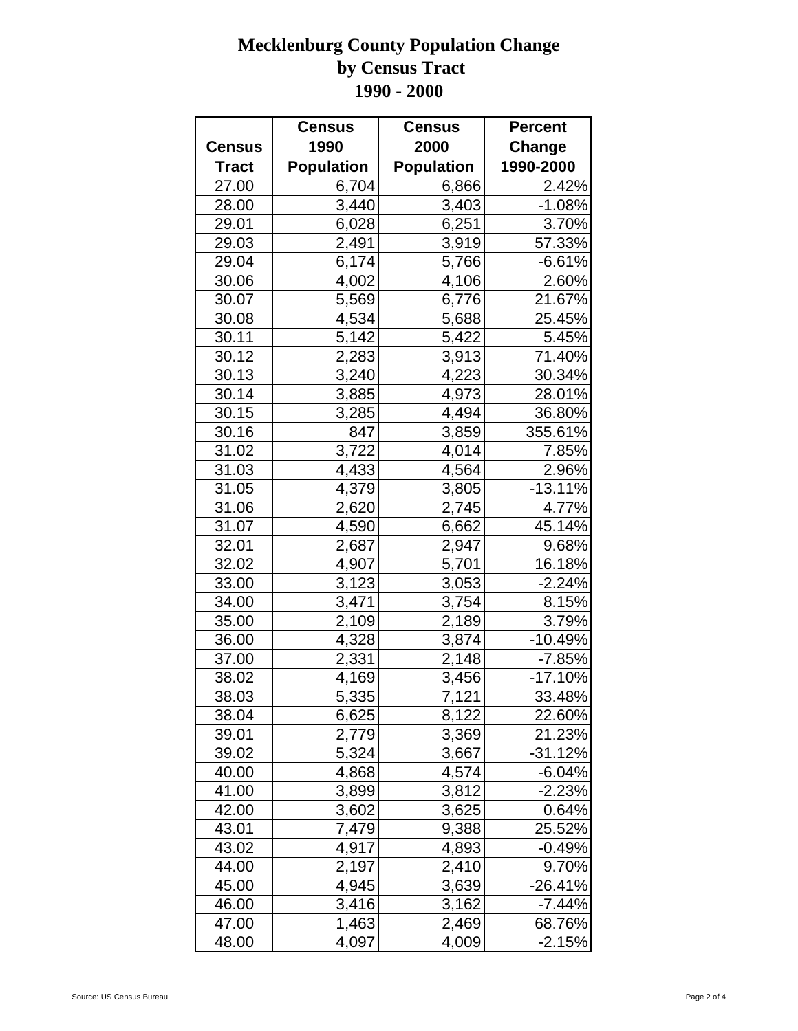# Mecklenburg County Population Change by Census Tract 1990 - 2000

| Census Tract | Census 1990 Population | Census 2000 Population | Percent Change 1990-2000 |
|---|---|---|---|
| 27.00 | 6,704 | 6,866 | 2.42% |
| 28.00 | 3,440 | 3,403 | -1.08% |
| 29.01 | 6,028 | 6,251 | 3.70% |
| 29.03 | 2,491 | 3,919 | 57.33% |
| 29.04 | 6,174 | 5,766 | -6.61% |
| 30.06 | 4,002 | 4,106 | 2.60% |
| 30.07 | 5,569 | 6,776 | 21.67% |
| 30.08 | 4,534 | 5,688 | 25.45% |
| 30.11 | 5,142 | 5,422 | 5.45% |
| 30.12 | 2,283 | 3,913 | 71.40% |
| 30.13 | 3,240 | 4,223 | 30.34% |
| 30.14 | 3,885 | 4,973 | 28.01% |
| 30.15 | 3,285 | 4,494 | 36.80% |
| 30.16 | 847 | 3,859 | 355.61% |
| 31.02 | 3,722 | 4,014 | 7.85% |
| 31.03 | 4,433 | 4,564 | 2.96% |
| 31.05 | 4,379 | 3,805 | -13.11% |
| 31.06 | 2,620 | 2,745 | 4.77% |
| 31.07 | 4,590 | 6,662 | 45.14% |
| 32.01 | 2,687 | 2,947 | 9.68% |
| 32.02 | 4,907 | 5,701 | 16.18% |
| 33.00 | 3,123 | 3,053 | -2.24% |
| 34.00 | 3,471 | 3,754 | 8.15% |
| 35.00 | 2,109 | 2,189 | 3.79% |
| 36.00 | 4,328 | 3,874 | -10.49% |
| 37.00 | 2,331 | 2,148 | -7.85% |
| 38.02 | 4,169 | 3,456 | -17.10% |
| 38.03 | 5,335 | 7,121 | 33.48% |
| 38.04 | 6,625 | 8,122 | 22.60% |
| 39.01 | 2,779 | 3,369 | 21.23% |
| 39.02 | 5,324 | 3,667 | -31.12% |
| 40.00 | 4,868 | 4,574 | -6.04% |
| 41.00 | 3,899 | 3,812 | -2.23% |
| 42.00 | 3,602 | 3,625 | 0.64% |
| 43.01 | 7,479 | 9,388 | 25.52% |
| 43.02 | 4,917 | 4,893 | -0.49% |
| 44.00 | 2,197 | 2,410 | 9.70% |
| 45.00 | 4,945 | 3,639 | -26.41% |
| 46.00 | 3,416 | 3,162 | -7.44% |
| 47.00 | 1,463 | 2,469 | 68.76% |
| 48.00 | 4,097 | 4,009 | -2.15% |

Source: US Census Bureau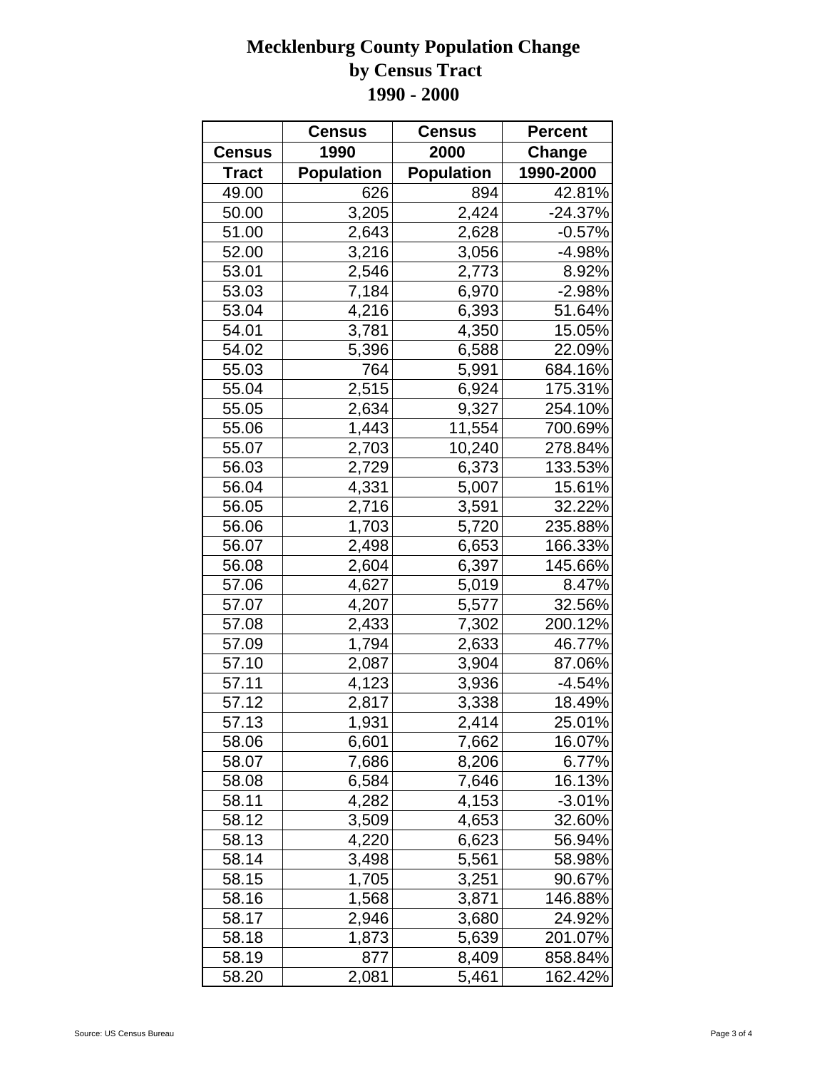# Mecklenburg County Population Change by Census Tract 1990 - 2000

| Census Tract | Census 1990 Population | Census 2000 Population | Percent Change 1990-2000 |
|---|---|---|---|
| 49.00 | 626 | 894 | 42.81% |
| 50.00 | 3,205 | 2,424 | -24.37% |
| 51.00 | 2,643 | 2,628 | -0.57% |
| 52.00 | 3,216 | 3,056 | -4.98% |
| 53.01 | 2,546 | 2,773 | 8.92% |
| 53.03 | 7,184 | 6,970 | -2.98% |
| 53.04 | 4,216 | 6,393 | 51.64% |
| 54.01 | 3,781 | 4,350 | 15.05% |
| 54.02 | 5,396 | 6,588 | 22.09% |
| 55.03 | 764 | 5,991 | 684.16% |
| 55.04 | 2,515 | 6,924 | 175.31% |
| 55.05 | 2,634 | 9,327 | 254.10% |
| 55.06 | 1,443 | 11,554 | 700.69% |
| 55.07 | 2,703 | 10,240 | 278.84% |
| 56.03 | 2,729 | 6,373 | 133.53% |
| 56.04 | 4,331 | 5,007 | 15.61% |
| 56.05 | 2,716 | 3,591 | 32.22% |
| 56.06 | 1,703 | 5,720 | 235.88% |
| 56.07 | 2,498 | 6,653 | 166.33% |
| 56.08 | 2,604 | 6,397 | 145.66% |
| 57.06 | 4,627 | 5,019 | 8.47% |
| 57.07 | 4,207 | 5,577 | 32.56% |
| 57.08 | 2,433 | 7,302 | 200.12% |
| 57.09 | 1,794 | 2,633 | 46.77% |
| 57.10 | 2,087 | 3,904 | 87.06% |
| 57.11 | 4,123 | 3,936 | -4.54% |
| 57.12 | 2,817 | 3,338 | 18.49% |
| 57.13 | 1,931 | 2,414 | 25.01% |
| 58.06 | 6,601 | 7,662 | 16.07% |
| 58.07 | 7,686 | 8,206 | 6.77% |
| 58.08 | 6,584 | 7,646 | 16.13% |
| 58.11 | 4,282 | 4,153 | -3.01% |
| 58.12 | 3,509 | 4,653 | 32.60% |
| 58.13 | 4,220 | 6,623 | 56.94% |
| 58.14 | 3,498 | 5,561 | 58.98% |
| 58.15 | 1,705 | 3,251 | 90.67% |
| 58.16 | 1,568 | 3,871 | 146.88% |
| 58.17 | 2,946 | 3,680 | 24.92% |
| 58.18 | 1,873 | 5,639 | 201.07% |
| 58.19 | 877 | 8,409 | 858.84% |
| 58.20 | 2,081 | 5,461 | 162.42% |

Source: US Census Bureau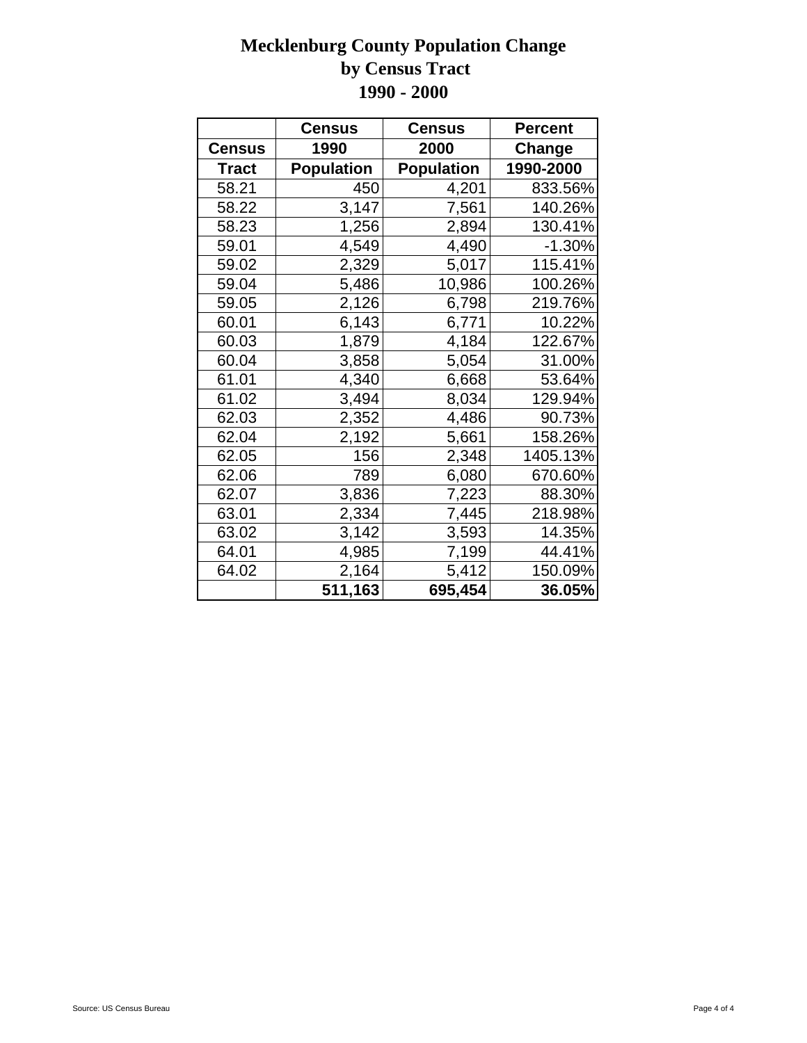# Mecklenburg County Population Change by Census Tract 1990 - 2000

| Census Tract | Census 1990 Population | Census 2000 Population | Percent Change 1990-2000 |
|---|---|---|---|
| 58.21 | 450 | 4,201 | 833.56% |
| 58.22 | 3,147 | 7,561 | 140.26% |
| 58.23 | 1,256 | 2,894 | 130.41% |
| 59.01 | 4,549 | 4,490 | -1.30% |
| 59.02 | 2,329 | 5,017 | 115.41% |
| 59.04 | 5,486 | 10,986 | 100.26% |
| 59.05 | 2,126 | 6,798 | 219.76% |
| 60.01 | 6,143 | 6,771 | 10.22% |
| 60.03 | 1,879 | 4,184 | 122.67% |
| 60.04 | 3,858 | 5,054 | 31.00% |
| 61.01 | 4,340 | 6,668 | 53.64% |
| 61.02 | 3,494 | 8,034 | 129.94% |
| 62.03 | 2,352 | 4,486 | 90.73% |
| 62.04 | 2,192 | 5,661 | 158.26% |
| 62.05 | 156 | 2,348 | 1405.13% |
| 62.06 | 789 | 6,080 | 670.60% |
| 62.07 | 3,836 | 7,223 | 88.30% |
| 63.01 | 2,334 | 7,445 | 218.98% |
| 63.02 | 3,142 | 3,593 | 14.35% |
| 64.01 | 4,985 | 7,199 | 44.41% |
| 64.02 | 2,164 | 5,412 | 150.09% |
| | **511,163** | **695,454** | **36.05%** |

Source: US Census Bureau